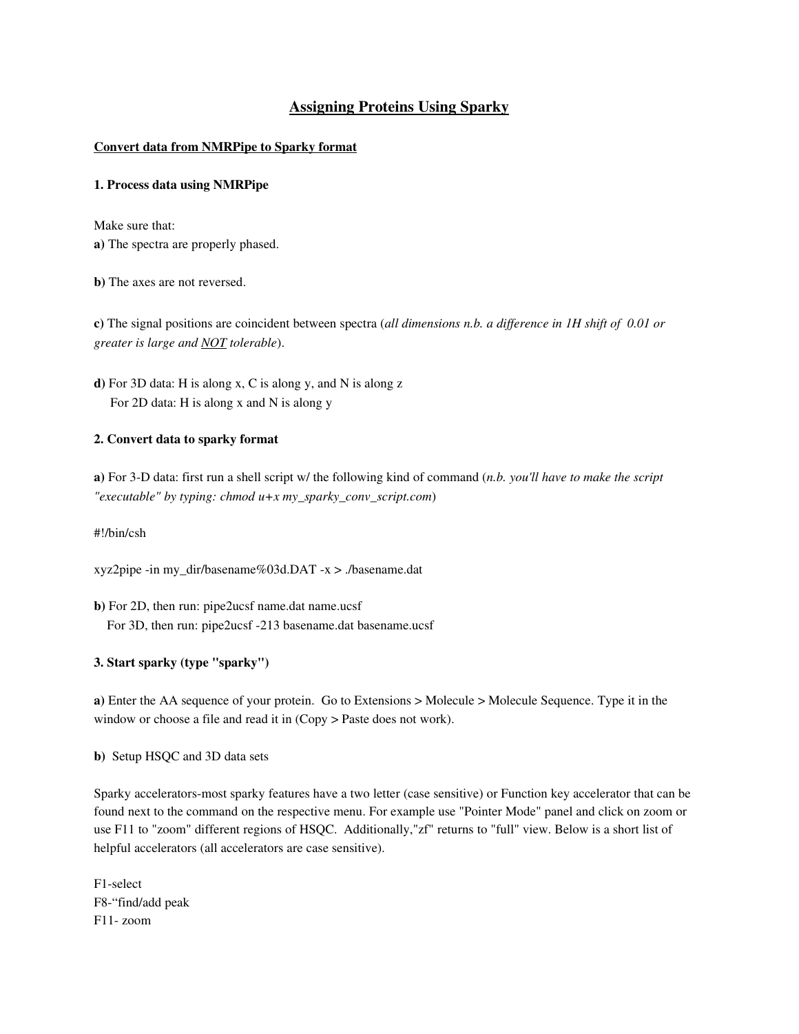# Assigning Proteins Using Sparky

## Convert data from NMRPipe to Sparky format

### 1. Process data using NMRPipe

Make sure that:

**a)** The spectra are properly phased.

**b)** The axes are not reversed.

**c)** The signal positions are coincident between spectra (*all dimensions n.b. a difference in 1H shift of 0.01 or greater is large and NOT tolerable*).

**d)** For 3D data: H is along x, C is along y, and N is along z
For 2D data: H is along x and N is along y

### 2. Convert data to sparky format

**a)** For 3-D data: first run a shell script w/ the following kind of command (*n.b. you'll have to make the script "executable" by typing: chmod u+x my_sparky_conv_script.com*)

```
#!/bin/csh

xyz2pipe -in my_dir/basename%03d.DAT -x > ./basename.dat
```

**b)** For 2D, then run: pipe2ucsf name.dat name.ucsf
For 3D, then run: pipe2ucsf -213 basename.dat basename.ucsf

### 3. Start sparky (type "sparky")

**a)** Enter the AA sequence of your protein. Go to Extensions > Molecule > Molecule Sequence. Type it in the window or choose a file and read it in (Copy > Paste does not work).

**b)** Setup HSQC and 3D data sets

Sparky accelerators-most sparky features have a two letter (case sensitive) or Function key accelerator that can be found next to the command on the respective menu. For example use "Pointer Mode" panel and click on zoom or use F11 to "zoom" different regions of HSQC. Additionally,"zf" returns to "full" view. Below is a short list of helpful accelerators (all accelerators are case sensitive).

F1-select
F8-"find/add peak
F11- zoom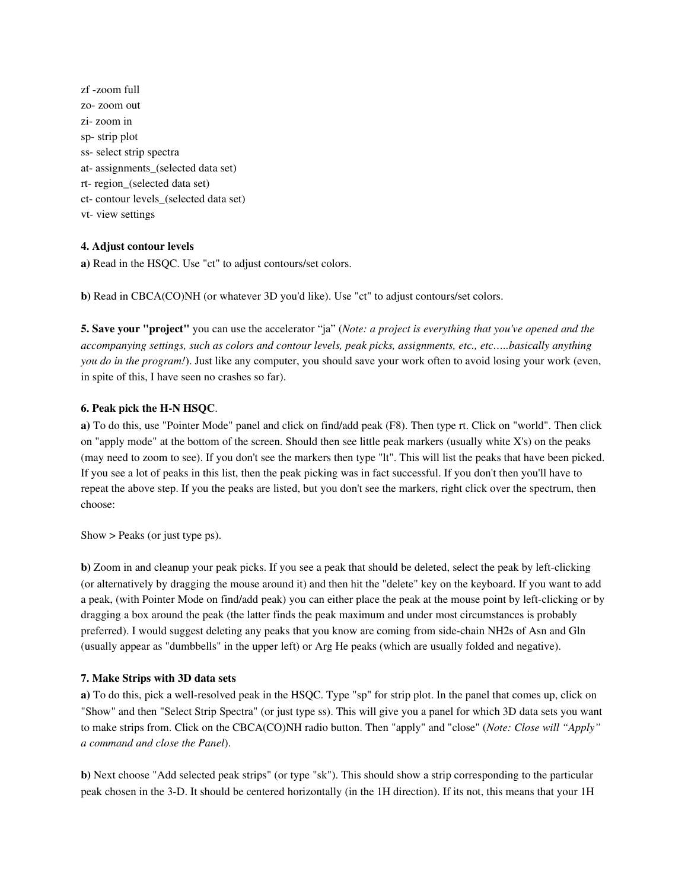zf -zoom full
zo- zoom out
zi- zoom in
sp- strip plot
ss- select strip spectra
at- assignments_(selected data set)
rt- region_(selected data set)
ct- contour levels_(selected data set)
vt- view settings

**4. Adjust contour levels**

**a)** Read in the HSQC. Use "ct" to adjust contours/set colors.

**b)** Read in CBCA(CO)NH (or whatever 3D you'd like). Use "ct" to adjust contours/set colors.

**5. Save your "project"** you can use the accelerator "ja" (*Note: a project is everything that you've opened and the accompanying settings, such as colors and contour levels, peak picks, assignments, etc., etc.....basically anything you do in the program!*). Just like any computer, you should save your work often to avoid losing your work (even, in spite of this, I have seen no crashes so far).

**6. Peak pick the H-N HSQC**.

**a)** To do this, use "Pointer Mode" panel and click on find/add peak (F8). Then type rt. Click on "world". Then click on "apply mode" at the bottom of the screen. Should then see little peak markers (usually white X's) on the peaks (may need to zoom to see). If you don't see the markers then type "lt". This will list the peaks that have been picked. If you see a lot of peaks in this list, then the peak picking was in fact successful. If you don't then you'll have to repeat the above step. If you the peaks are listed, but you don't see the markers, right click over the spectrum, then choose:

Show > Peaks (or just type ps).

**b)** Zoom in and cleanup your peak picks. If you see a peak that should be deleted, select the peak by left-clicking (or alternatively by dragging the mouse around it) and then hit the "delete" key on the keyboard. If you want to add a peak, (with Pointer Mode on find/add peak) you can either place the peak at the mouse point by left-clicking or by dragging a box around the peak (the latter finds the peak maximum and under most circumstances is probably preferred). I would suggest deleting any peaks that you know are coming from side-chain NH2s of Asn and Gln (usually appear as "dumbbells" in the upper left) or Arg He peaks (which are usually folded and negative).

**7. Make Strips with 3D data sets**

**a)** To do this, pick a well-resolved peak in the HSQC. Type "sp" for strip plot. In the panel that comes up, click on "Show" and then "Select Strip Spectra" (or just type ss). This will give you a panel for which 3D data sets you want to make strips from. Click on the CBCA(CO)NH radio button. Then "apply" and "close" (*Note: Close will "Apply" a command and close the Panel*).

**b)** Next choose "Add selected peak strips" (or type "sk"). This should show a strip corresponding to the particular peak chosen in the 3-D. It should be centered horizontally (in the 1H direction). If its not, this means that your 1H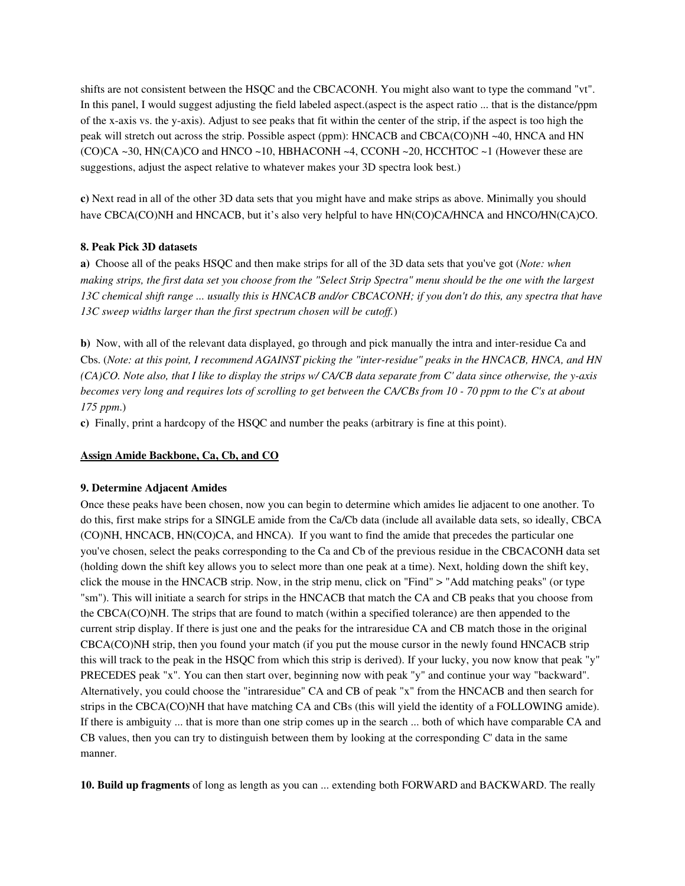shifts are not consistent between the HSQC and the CBCACONH. You might also want to type the command "vt". In this panel, I would suggest adjusting the field labeled aspect.(aspect is the aspect ratio ... that is the distance/ppm of the x-axis vs. the y-axis). Adjust to see peaks that fit within the center of the strip, if the aspect is too high the peak will stretch out across the strip. Possible aspect (ppm): HNCACB and CBCA(CO)NH ~40, HNCA and HN (CO)CA ~30, HN(CA)CO and HNCO ~10, HBHACONH ~4, CCONH ~20, HCCHTOC ~1 (However these are suggestions, adjust the aspect relative to whatever makes your 3D spectra look best.)

**c)** Next read in all of the other 3D data sets that you might have and make strips as above. Minimally you should have CBCA(CO)NH and HNCACB, but it's also very helpful to have HN(CO)CA/HNCA and HNCO/HN(CA)CO.

**8. Peak Pick 3D datasets**

**a)** Choose all of the peaks HSQC and then make strips for all of the 3D data sets that you've got (*Note: when making strips, the first data set you choose from the "Select Strip Spectra" menu should be the one with the largest 13C chemical shift range ... usually this is HNCACB and/or CBCACONH; if you don't do this, any spectra that have 13C sweep widths larger than the first spectrum chosen will be cutoff.*)

**b)** Now, with all of the relevant data displayed, go through and pick manually the intra and inter-residue Ca and Cbs. (*Note: at this point, I recommend AGAINST picking the "inter-residue" peaks in the HNCACB, HNCA, and HN (CA)CO. Note also, that I like to display the strips w/ CA/CB data separate from C' data since otherwise, the y-axis becomes very long and requires lots of scrolling to get between the CA/CBs from 10 - 70 ppm to the C's at about 175 ppm.*)

**c)** Finally, print a hardcopy of the HSQC and number the peaks (arbitrary is fine at this point).

**<u>Assign Amide Backbone, Ca, Cb, and CO</u>**

**9. Determine Adjacent Amides**

Once these peaks have been chosen, now you can begin to determine which amides lie adjacent to one another. To do this, first make strips for a SINGLE amide from the Ca/Cb data (include all available data sets, so ideally, CBCA (CO)NH, HNCACB, HN(CO)CA, and HNCA). If you want to find the amide that precedes the particular one you've chosen, select the peaks corresponding to the Ca and Cb of the previous residue in the CBCACONH data set (holding down the shift key allows you to select more than one peak at a time). Next, holding down the shift key, click the mouse in the HNCACB strip. Now, in the strip menu, click on "Find" > "Add matching peaks" (or type "sm"). This will initiate a search for strips in the HNCACB that match the CA and CB peaks that you choose from the CBCA(CO)NH. The strips that are found to match (within a specified tolerance) are then appended to the current strip display. If there is just one and the peaks for the intraresidue CA and CB match those in the original CBCA(CO)NH strip, then you found your match (if you put the mouse cursor in the newly found HNCACB strip this will track to the peak in the HSQC from which this strip is derived). If your lucky, you now know that peak "y" PRECEDES peak "x". You can then start over, beginning now with peak "y" and continue your way "backward". Alternatively, you could choose the "intraresidue" CA and CB of peak "x" from the HNCACB and then search for strips in the CBCA(CO)NH that have matching CA and CBs (this will yield the identity of a FOLLOWING amide). If there is ambiguity ... that is more than one strip comes up in the search ... both of which have comparable CA and CB values, then you can try to distinguish between them by looking at the corresponding C' data in the same manner.

**10. Build up fragments** of long as length as you can ... extending both FORWARD and BACKWARD. The really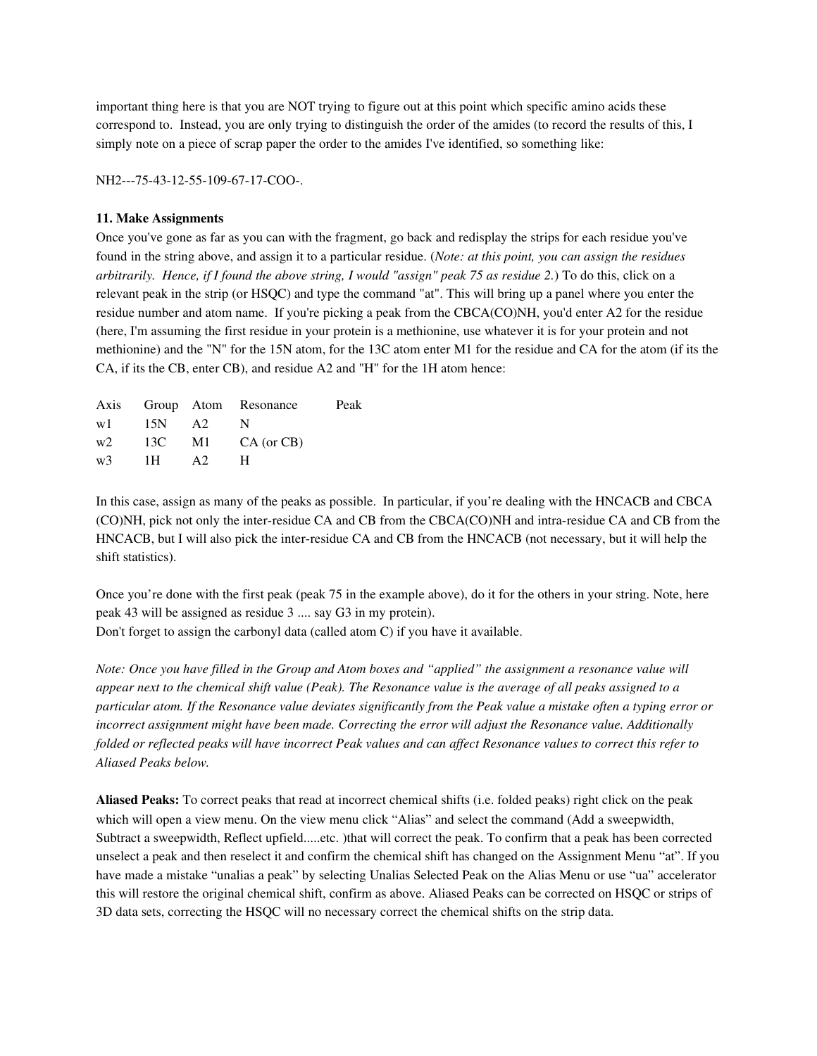important thing here is that you are NOT trying to figure out at this point which specific amino acids these correspond to. Instead, you are only trying to distinguish the order of the amides (to record the results of this, I simply note on a piece of scrap paper the order to the amides I've identified, so something like:

NH2---75-43-12-55-109-67-17-COO-.

**11. Make Assignments**

Once you've gone as far as you can with the fragment, go back and redisplay the strips for each residue you've found in the string above, and assign it to a particular residue. (*Note: at this point, you can assign the residues arbitrarily. Hence, if I found the above string, I would "assign" peak 75 as residue 2.*) To do this, click on a relevant peak in the strip (or HSQC) and type the command "at". This will bring up a panel where you enter the residue number and atom name. If you're picking a peak from the CBCA(CO)NH, you'd enter A2 for the residue (here, I'm assuming the first residue in your protein is a methionine, use whatever it is for your protein and not methionine) and the "N" for the 15N atom, for the 13C atom enter M1 for the residue and CA for the atom (if its the CA, if its the CB, enter CB), and residue A2 and "H" for the 1H atom hence:

| Axis | Group | Atom | Resonance | Peak |
|---|---|---|---|---|
| w1 | 15N | A2 | N | |
| w2 | 13C | M1 | CA (or CB) | |
| w3 | 1H | A2 | H | |

In this case, assign as many of the peaks as possible. In particular, if you're dealing with the HNCACB and CBCA (CO)NH, pick not only the inter-residue CA and CB from the CBCA(CO)NH and intra-residue CA and CB from the HNCACB, but I will also pick the inter-residue CA and CB from the HNCACB (not necessary, but it will help the shift statistics).

Once you're done with the first peak (peak 75 in the example above), do it for the others in your string. Note, here peak 43 will be assigned as residue 3 .... say G3 in my protein).
Don't forget to assign the carbonyl data (called atom C) if you have it available.

*Note: Once you have filled in the Group and Atom boxes and "applied" the assignment a resonance value will appear next to the chemical shift value (Peak). The Resonance value is the average of all peaks assigned to a particular atom. If the Resonance value deviates significantly from the Peak value a mistake often a typing error or incorrect assignment might have been made. Correcting the error will adjust the Resonance value. Additionally folded or reflected peaks will have incorrect Peak values and can affect Resonance values to correct this refer to Aliased Peaks below.*

**Aliased Peaks:** To correct peaks that read at incorrect chemical shifts (i.e. folded peaks) right click on the peak which will open a view menu. On the view menu click "Alias" and select the command (Add a sweepwidth, Subtract a sweepwidth, Reflect upfield.....etc. )that will correct the peak. To confirm that a peak has been corrected unselect a peak and then reselect it and confirm the chemical shift has changed on the Assignment Menu "at". If you have made a mistake "unalias a peak" by selecting Unalias Selected Peak on the Alias Menu or use "ua" accelerator this will restore the original chemical shift, confirm as above. Aliased Peaks can be corrected on HSQC or strips of 3D data sets, correcting the HSQC will no necessary correct the chemical shifts on the strip data.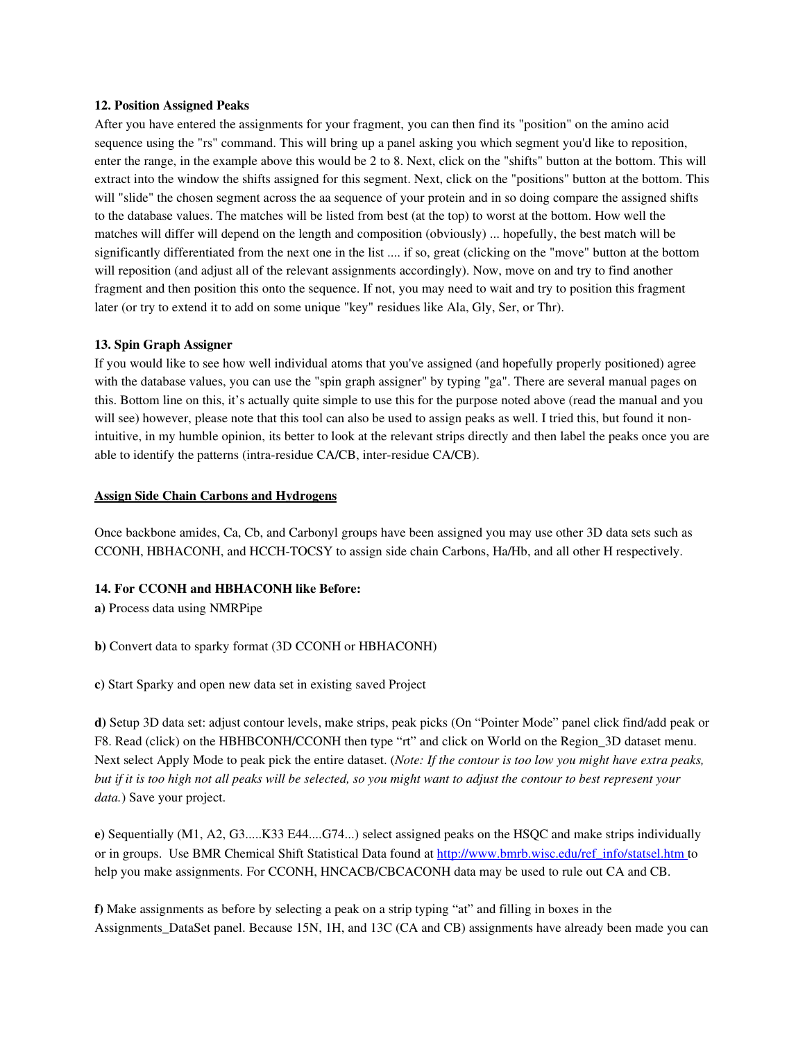**12. Position Assigned Peaks**

After you have entered the assignments for your fragment, you can then find its "position" on the amino acid sequence using the "rs" command. This will bring up a panel asking you which segment you'd like to reposition, enter the range, in the example above this would be 2 to 8. Next, click on the "shifts" button at the bottom. This will extract into the window the shifts assigned for this segment. Next, click on the "positions" button at the bottom. This will "slide" the chosen segment across the aa sequence of your protein and in so doing compare the assigned shifts to the database values. The matches will be listed from best (at the top) to worst at the bottom. How well the matches will differ will depend on the length and composition (obviously) ... hopefully, the best match will be significantly differentiated from the next one in the list .... if so, great (clicking on the "move" button at the bottom will reposition (and adjust all of the relevant assignments accordingly). Now, move on and try to find another fragment and then position this onto the sequence. If not, you may need to wait and try to position this fragment later (or try to extend it to add on some unique "key" residues like Ala, Gly, Ser, or Thr).

**13. Spin Graph Assigner**

If you would like to see how well individual atoms that you've assigned (and hopefully properly positioned) agree with the database values, you can use the "spin graph assigner" by typing "ga". There are several manual pages on this. Bottom line on this, it's actually quite simple to use this for the purpose noted above (read the manual and you will see) however, please note that this tool can also be used to assign peaks as well. I tried this, but found it non-intuitive, in my humble opinion, its better to look at the relevant strips directly and then label the peaks once you are able to identify the patterns (intra-residue CA/CB, inter-residue CA/CB).

<u>**Assign Side Chain Carbons and Hydrogens**</u>

Once backbone amides, Ca, Cb, and Carbonyl groups have been assigned you may use other 3D data sets such as CCONH, HBHACONH, and HCCH-TOCSY to assign side chain Carbons, Ha/Hb, and all other H respectively.

**14. For CCONH and HBHACONH like Before:**

**a)** Process data using NMRPipe

**b)** Convert data to sparky format (3D CCONH or HBHACONH)

**c)** Start Sparky and open new data set in existing saved Project

**d)** Setup 3D data set: adjust contour levels, make strips, peak picks (On "Pointer Mode" panel click find/add peak or F8. Read (click) on the HBHBCONH/CCONH then type "rt" and click on World on the Region_3D dataset menu. Next select Apply Mode to peak pick the entire dataset. (*Note: If the contour is too low you might have extra peaks, but if it is too high not all peaks will be selected, so you might want to adjust the contour to best represent your data.*) Save your project.

**e)** Sequentially (M1, A2, G3.....K33 E44....G74...) select assigned peaks on the HSQC and make strips individually or in groups. Use BMR Chemical Shift Statistical Data found at [http://www.bmrb.wisc.edu/ref_info/statsel.htm](http://www.bmrb.wisc.edu/ref_info/statsel.htm) to help you make assignments. For CCONH, HNCACB/CBCACONH data may be used to rule out CA and CB.

**f)** Make assignments as before by selecting a peak on a strip typing "at" and filling in boxes in the Assignments_DataSet panel. Because 15N, 1H, and 13C (CA and CB) assignments have already been made you can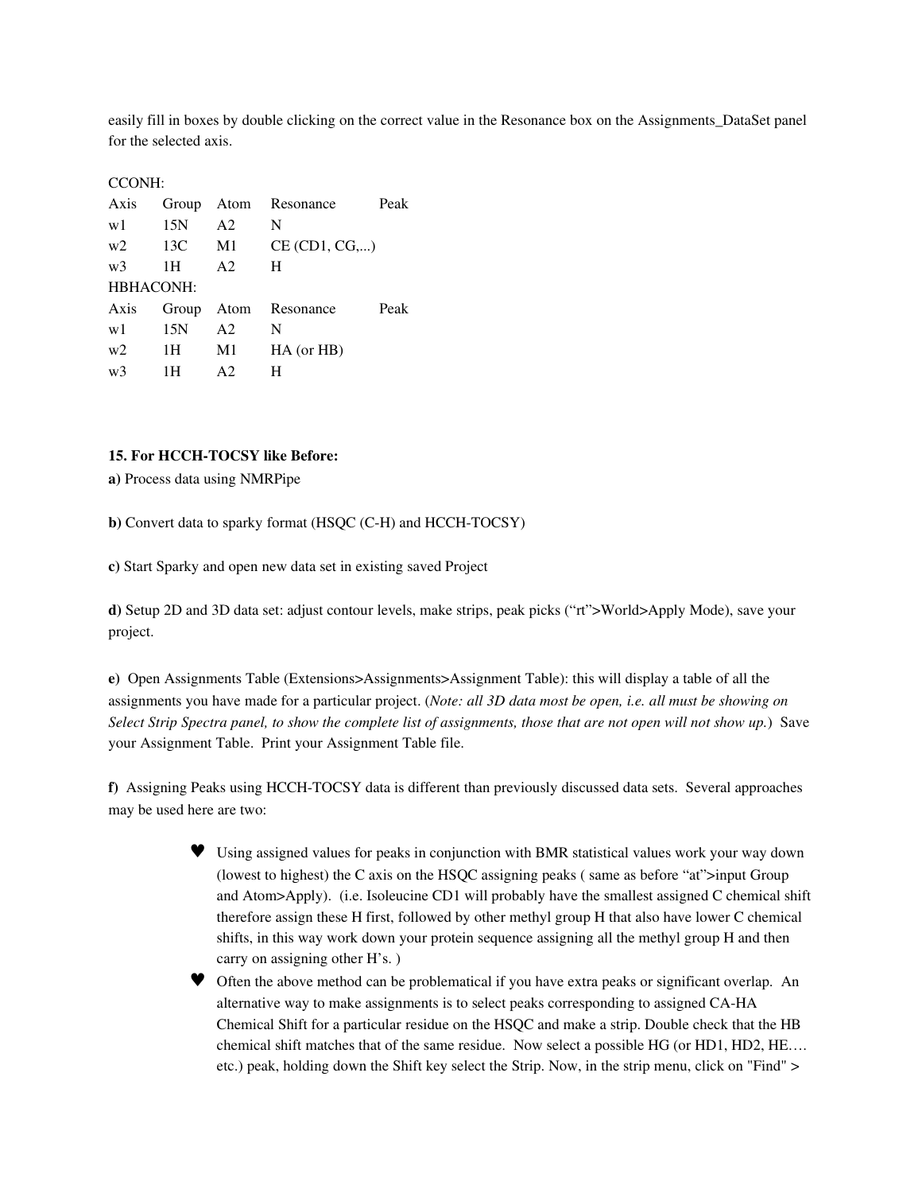easily fill in boxes by double clicking on the correct value in the Resonance box on the Assignments_DataSet panel for the selected axis.

CCONH:

| Axis | Group | Atom | Resonance | Peak |
|---|---|---|---|---|
| w1 | 15N | A2 | N | |
| w2 | 13C | M1 | CE (CD1, CG,...) | |
| w3 | 1H | A2 | H | |

HBHACONH:

| Axis | Group | Atom | Resonance | Peak |
|---|---|---|---|---|
| w1 | 15N | A2 | N | |
| w2 | 1H | M1 | HA (or HB) | |
| w3 | 1H | A2 | H | |

**15. For HCCH-TOCSY like Before:**

**a)** Process data using NMRPipe

**b)** Convert data to sparky format (HSQC (C-H) and HCCH-TOCSY)

**c)** Start Sparky and open new data set in existing saved Project

**d)** Setup 2D and 3D data set: adjust contour levels, make strips, peak picks ("rt">World>Apply Mode), save your project.

**e)** Open Assignments Table (Extensions>Assignments>Assignment Table): this will display a table of all the assignments you have made for a particular project. (*Note: all 3D data most be open, i.e. all must be showing on Select Strip Spectra panel, to show the complete list of assignments, those that are not open will not show up.*) Save your Assignment Table. Print your Assignment Table file.

**f)** Assigning Peaks using HCCH-TOCSY data is different than previously discussed data sets. Several approaches may be used here are two:

- Using assigned values for peaks in conjunction with BMR statistical values work your way down (lowest to highest) the C axis on the HSQC assigning peaks ( same as before "at">input Group and Atom>Apply). (i.e. Isoleucine CD1 will probably have the smallest assigned C chemical shift therefore assign these H first, followed by other methyl group H that also have lower C chemical shifts, in this way work down your protein sequence assigning all the methyl group H and then carry on assigning other H's. )
- Often the above method can be problematical if you have extra peaks or significant overlap. An alternative way to make assignments is to select peaks corresponding to assigned CA-HA Chemical Shift for a particular residue on the HSQC and make a strip. Double check that the HB chemical shift matches that of the same residue. Now select a possible HG (or HD1, HD2, HE…. etc.) peak, holding down the Shift key select the Strip. Now, in the strip menu, click on "Find" >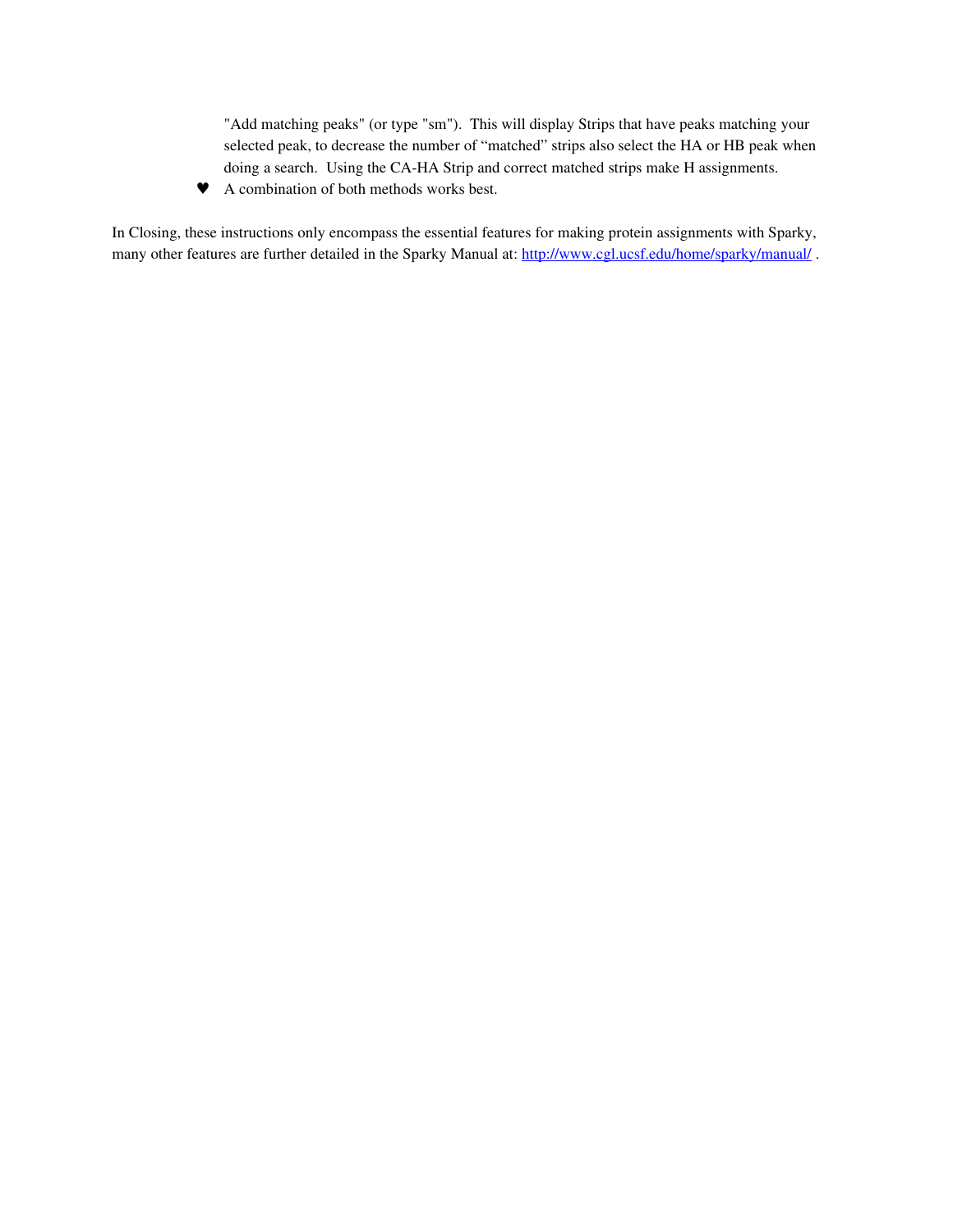"Add matching peaks" (or type "sm"). This will display Strips that have peaks matching your selected peak, to decrease the number of "matched" strips also select the HA or HB peak when doing a search. Using the CA-HA Strip and correct matched strips make H assignments.

- A combination of both methods works best.

In Closing, these instructions only encompass the essential features for making protein assignments with Sparky, many other features are further detailed in the Sparky Manual at: [http://www.cgl.ucsf.edu/home/sparky/manual/](http://www.cgl.ucsf.edu/home/sparky/manual/) .